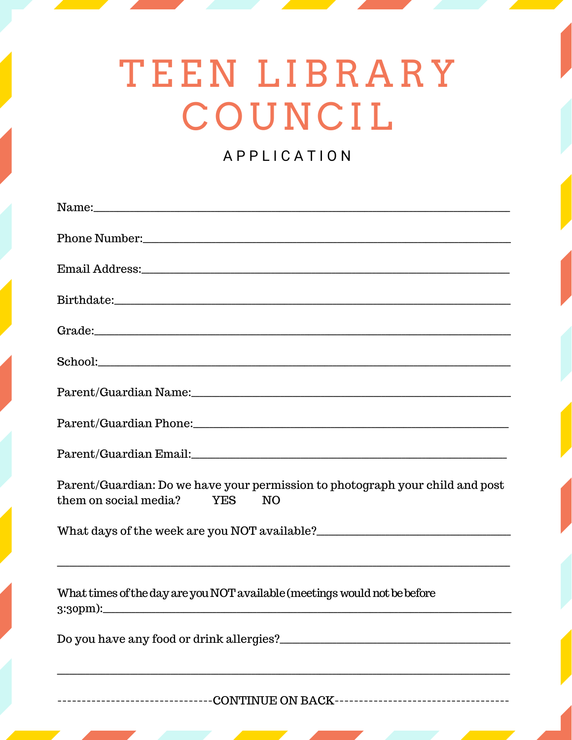# TEEN LIBRARY COUNCIL

## APPLICATION

Name:___________________________________________________________________

Phone Number:____________________________________________________________

Email Address:____________________________________________________________

Birthdate:_______________________________________________________________

Grade:__________________________________________________________________

School:_________________________________________________________________

Parent/Guardian Name:____________________________________________________

Parent/Guardian Phone:___________________________________________________

Parent/Guardian Email:___________________________________________________

Parent/Guardian: Do we have your permission to photograph your child and post them on social media? YES NO

What days of the week are you NOT available?_______________________________

________________________________________________________________________

What times of the day are you NOT available (meetings would not be before 3:30pm):_________________________________________________________________

Do you have any food or drink allergies?____________________________________

________________________________________________________________________

--------------------------------CONTINUE ON BACK------------------------------------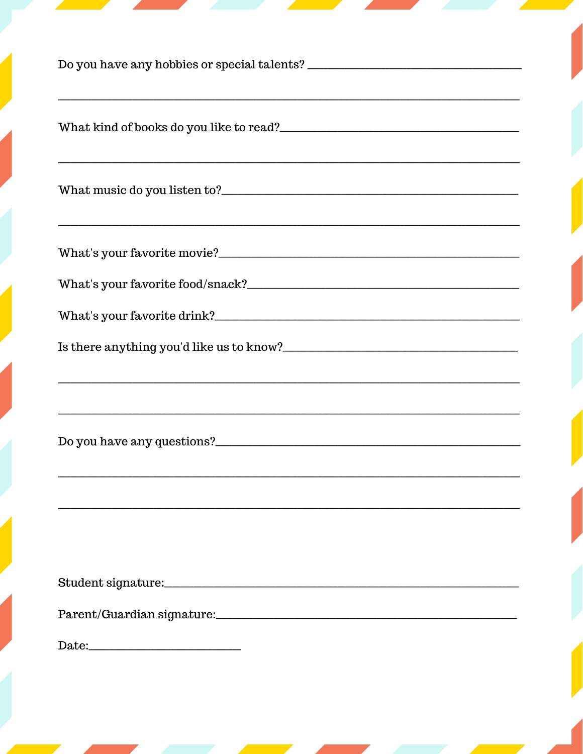Do you have any hobbies or special talents? ___________________________________

______________________________________________________________________________

What kind of books do you like to read?_________________________________________

______________________________________________________________________________

What music do you listen to?___________________________________________________

______________________________________________________________________________

What's your favorite movie?____________________________________________________

What's your favorite food/snack?________________________________________________

What's your favorite drink?_____________________________________________________

Is there anything you'd like us to know?_________________________________________

______________________________________________________________________________

______________________________________________________________________________

Do you have any questions?____________________________________________________

______________________________________________________________________________

______________________________________________________________________________

Student signature:____________________________________________________________

Parent/Guardian signature:_____________________________________________________

Date:_________________________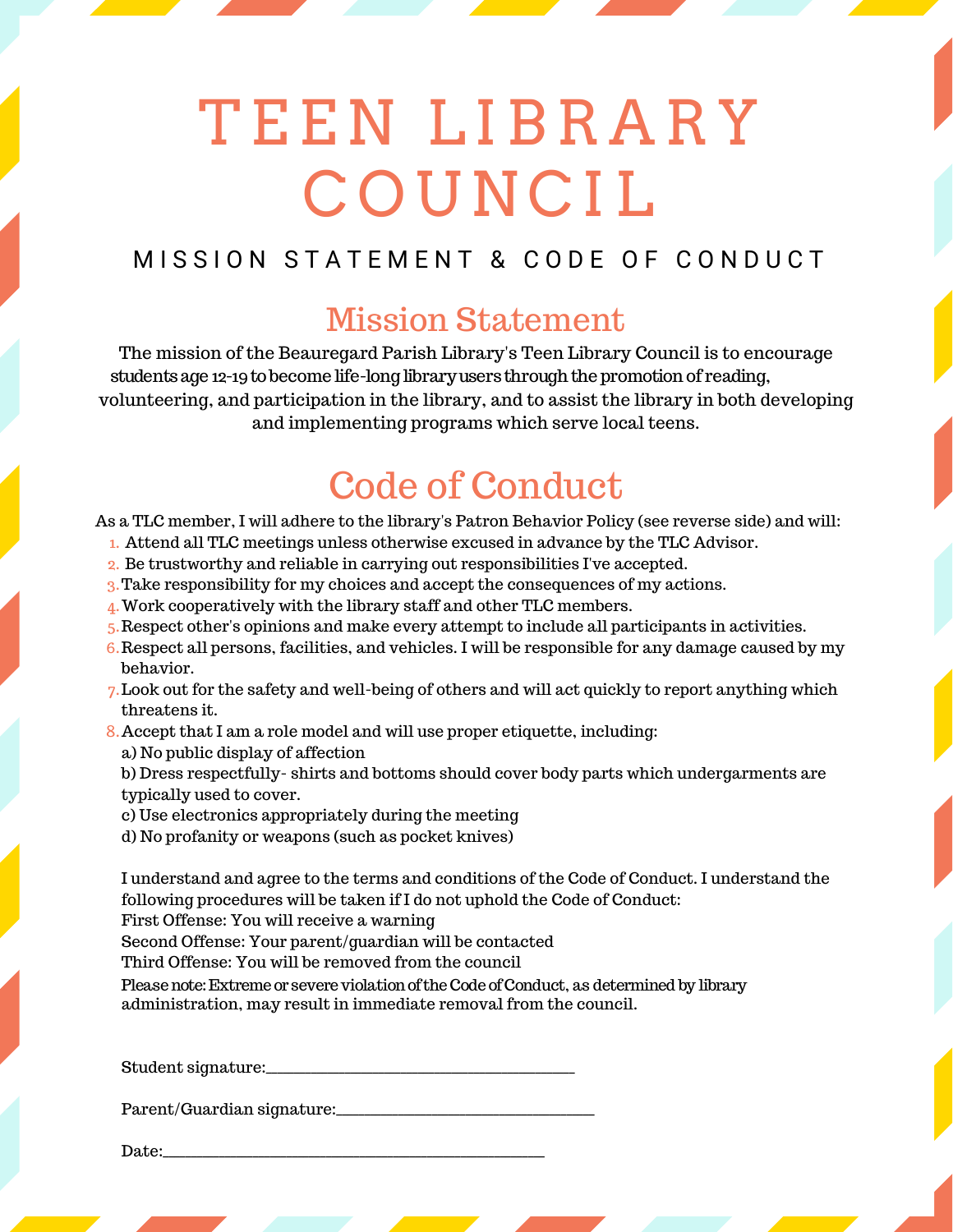# TEEN LIBRARY COUNCIL

## MISSION STATEMENT & CODE OF CONDUCT

## Mission Statement

The mission of the Beauregard Parish Library's Teen Library Council is to encourage students age 12-19 to become life-long library users through the promotion of reading, volunteering, and participation in the library, and to assist the library in both developing and implementing programs which serve local teens.

## Code of Conduct

As a TLC member, I will adhere to the library's Patron Behavior Policy (see reverse side) and will:

1. Attend all TLC meetings unless otherwise excused in advance by the TLC Advisor.
2. Be trustworthy and reliable in carrying out responsibilities I've accepted.
3. Take responsibility for my choices and accept the consequences of my actions.
4. Work cooperatively with the library staff and other TLC members.
5. Respect other's opinions and make every attempt to include all participants in activities.
6. Respect all persons, facilities, and vehicles. I will be responsible for any damage caused by my behavior.
7. Look out for the safety and well-being of others and will act quickly to report anything which threatens it.
8. Accept that I am a role model and will use proper etiquette, including:
   a) No public display of affection
   b) Dress respectfully- shirts and bottoms should cover body parts which undergarments are typically used to cover.
   c) Use electronics appropriately during the meeting
   d) No profanity or weapons (such as pocket knives)

I understand and agree to the terms and conditions of the Code of Conduct. I understand the following procedures will be taken if I do not uphold the Code of Conduct:
First Offense: You will receive a warning
Second Offense: Your parent/guardian will be contacted
Third Offense: You will be removed from the council
Please note: Extreme or severe violation of the Code of Conduct, as determined by library administration, may result in immediate removal from the council.

Student signature:_________________________________

Parent/Guardian signature:_____________________________

Date:___________________________________________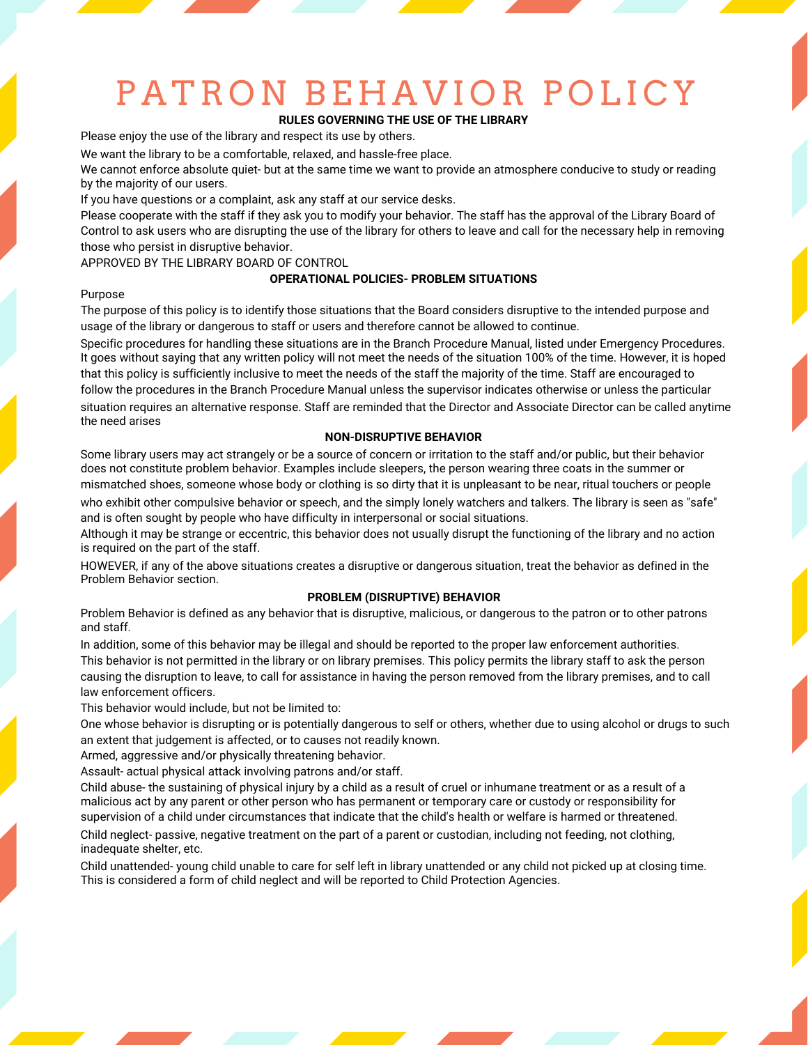# PATRON BEHAVIOR POLICY

**RULES GOVERNING THE USE OF THE LIBRARY**

Please enjoy the use of the library and respect its use by others.

We want the library to be a comfortable, relaxed, and hassle-free place.

We cannot enforce absolute quiet- but at the same time we want to provide an atmosphere conducive to study or reading by the majority of our users.

If you have questions or a complaint, ask any staff at our service desks.

Please cooperate with the staff if they ask you to modify your behavior. The staff has the approval of the Library Board of Control to ask users who are disrupting the use of the library for others to leave and call for the necessary help in removing those who persist in disruptive behavior.

APPROVED BY THE LIBRARY BOARD OF CONTROL

**OPERATIONAL POLICIES- PROBLEM SITUATIONS**

Purpose

The purpose of this policy is to identify those situations that the Board considers disruptive to the intended purpose and usage of the library or dangerous to staff or users and therefore cannot be allowed to continue.

Specific procedures for handling these situations are in the Branch Procedure Manual, listed under Emergency Procedures. It goes without saying that any written policy will not meet the needs of the situation 100% of the time. However, it is hoped that this policy is sufficiently inclusive to meet the needs of the staff the majority of the time. Staff are encouraged to follow the procedures in the Branch Procedure Manual unless the supervisor indicates otherwise or unless the particular situation requires an alternative response. Staff are reminded that the Director and Associate Director can be called anytime the need arises

**NON-DISRUPTIVE BEHAVIOR**

Some library users may act strangely or be a source of concern or irritation to the staff and/or public, but their behavior does not constitute problem behavior. Examples include sleepers, the person wearing three coats in the summer or mismatched shoes, someone whose body or clothing is so dirty that it is unpleasant to be near, ritual touchers or people who exhibit other compulsive behavior or speech, and the simply lonely watchers and talkers. The library is seen as "safe" and is often sought by people who have difficulty in interpersonal or social situations.

Although it may be strange or eccentric, this behavior does not usually disrupt the functioning of the library and no action is required on the part of the staff.

HOWEVER, if any of the above situations creates a disruptive or dangerous situation, treat the behavior as defined in the Problem Behavior section.

**PROBLEM (DISRUPTIVE) BEHAVIOR**

Problem Behavior is defined as any behavior that is disruptive, malicious, or dangerous to the patron or to other patrons and staff.

In addition, some of this behavior may be illegal and should be reported to the proper law enforcement authorities.

This behavior is not permitted in the library or on library premises. This policy permits the library staff to ask the person causing the disruption to leave, to call for assistance in having the person removed from the library premises, and to call law enforcement officers.

This behavior would include, but not be limited to:

One whose behavior is disrupting or is potentially dangerous to self or others, whether due to using alcohol or drugs to such an extent that judgement is affected, or to causes not readily known.

Armed, aggressive and/or physically threatening behavior.

Assault- actual physical attack involving patrons and/or staff.

Child abuse- the sustaining of physical injury by a child as a result of cruel or inhumane treatment or as a result of a malicious act by any parent or other person who has permanent or temporary care or custody or responsibility for supervision of a child under circumstances that indicate that the child's health or welfare is harmed or threatened.

Child neglect- passive, negative treatment on the part of a parent or custodian, including not feeding, not clothing, inadequate shelter, etc.

Child unattended- young child unable to care for self left in library unattended or any child not picked up at closing time. This is considered a form of child neglect and will be reported to Child Protection Agencies.